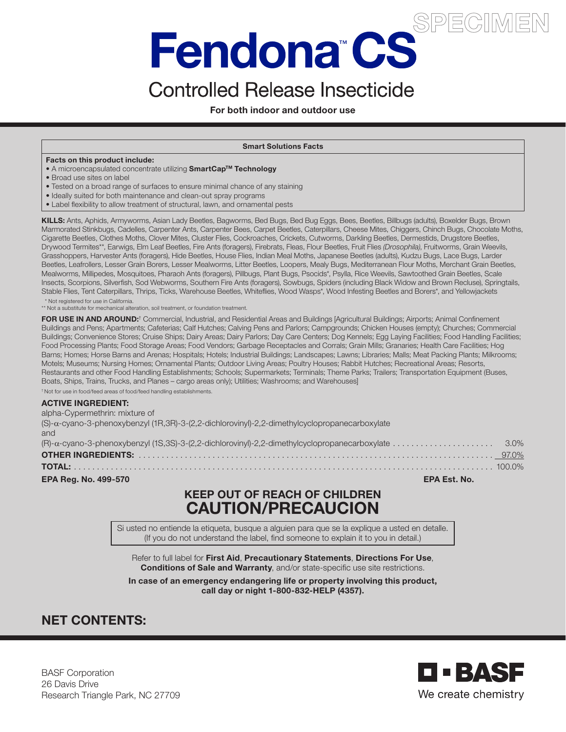SPECIMEN

# Fendona™ CS

## Controlled Release Insecticide

**For both indoor and outdoor use**

**Smart Solutions Facts**

**Facts on this product include:**

- A microencapsulated concentrate utilizing **SmartCap™ Technology**
- Broad use sites on label
- Tested on a broad range of surfaces to ensure minimal chance of any staining
- Ideally suited for both maintenance and clean-out spray programs
- Label flexibility to allow treatment of structural, lawn, and ornamental pests

**KILLS:** Ants, Aphids, Armyworms, Asian Lady Beetles, Bagworms, Bed Bugs, Bed Bug Eggs, Bees, Beetles, Billbugs (adults), Boxelder Bugs, Brown Marmorated Stinkbugs, Cadelles, Carpenter Ants, Carpenter Bees, Carpet Beetles, Caterpillars, Cheese Mites, Chiggers, Chinch Bugs, Chocolate Moths, Cigarette Beetles, Clothes Moths, Clover Mites, Cluster Flies, Cockroaches, Crickets, Cutworms, Darkling Beetles, Dermestids, Drugstore Beetles, Drywood Termites**, Earwigs, Elm Leaf Beetles, Fire Ants (foragers), Firebrats, Fleas, Flour Beetles, Fruit Flies *(Drosophila)*, Fruitworms, Grain Weevils, Grasshoppers, Harvester Ants (foragers), Hide Beetles, House Flies, Indian Meal Moths, Japanese Beetles (adults), Kudzu Bugs, Lace Bugs, Larder Beetles, Leafrollers, Lesser Grain Borers, Lesser Mealworms, Litter Beetles, Loopers, Mealy Bugs, Mediterranean Flour Moths, Merchant Grain Beetles, Mealworms, Millipedes, Mosquitoes, Pharaoh Ants (foragers), Pillbugs, Plant Bugs, Psocids*, Psylla, Rice Weevils, Sawtoothed Grain Beetles, Scale Insects, Scorpions, Silverfish, Sod Webworms, Southern Fire Ants (foragers), Sowbugs, Spiders (including Black Widow and Brown Recluse), Springtails, Stable Flies, Tent Caterpillars, Thrips, Ticks, Warehouse Beetles, Whiteflies, Wood Wasps*, Wood Infesting Beetles and Borers*, and Yellowjackets

\* Not registered for use in California.
** Not a substitute for mechanical alteration, soil treatment, or foundation treatment.

**FOR USE IN AND AROUND:**† Commercial, Industrial, and Residential Areas and Buildings [Agricultural Buildings; Airports; Animal Confinement Buildings and Pens; Apartments; Cafeterias; Calf Hutches; Calving Pens and Parlors; Campgrounds; Chicken Houses (empty); Churches; Commercial Buildings; Convenience Stores; Cruise Ships; Dairy Areas; Dairy Parlors; Day Care Centers; Dog Kennels; Egg Laying Facilities; Food Handling Facilities; Food Processing Plants; Food Storage Areas; Food Vendors; Garbage Receptacles and Corrals; Grain Mills; Granaries; Health Care Facilities; Hog Barns; Homes; Horse Barns and Arenas; Hospitals; Hotels; Industrial Buildings; Landscapes; Lawns; Libraries; Malls; Meat Packing Plants; Milkrooms; Motels; Museums; Nursing Homes; Ornamental Plants; Outdoor Living Areas; Poultry Houses; Rabbit Hutches; Recreational Areas; Resorts, Restaurants and other Food Handling Establishments; Schools; Supermarkets; Terminals; Theme Parks; Trailers; Transportation Equipment (Buses, Boats, Ships, Trains, Trucks, and Planes – cargo areas only); Utilities; Washrooms; and Warehouses]

† Not for use in food/feed areas of food/feed handling establishments.

**ACTIVE INGREDIENT:**

alpha-Cypermethrin: mixture of
(S)-α-cyano-3-phenoxybenzyl (1R,3R)-3-(2,2-dichlorovinyl)-2,2-dimethylcyclopropanecarboxylate
and
(R)-α-cyano-3-phenoxybenzyl (1S,3S)-3-(2,2-dichlorovinyl)-2,2-dimethylcyclopropanecarboxylate ...... 3.0%
**OTHER INGREDIENTS:** ...... 97.0%
**TOTAL:** ...... 100.0%

**EPA Reg. No. 499-570** **EPA Est. No.**

## KEEP OUT OF REACH OF CHILDREN
## CAUTION/PRECAUCION

Si usted no entiende la etiqueta, busque a alguien para que se la explique a usted en detalle. (If you do not understand the label, find someone to explain it to you in detail.)

Refer to full label for **First Aid**, **Precautionary Statements**, **Directions For Use**, **Conditions of Sale and Warranty**, and/or state-specific use site restrictions.

**In case of an emergency endangering life or property involving this product, call day or night 1-800-832-HELP (4357).**

## NET CONTENTS:

BASF Corporation
26 Davis Drive
Research Triangle Park, NC 27709

BASF
We create chemistry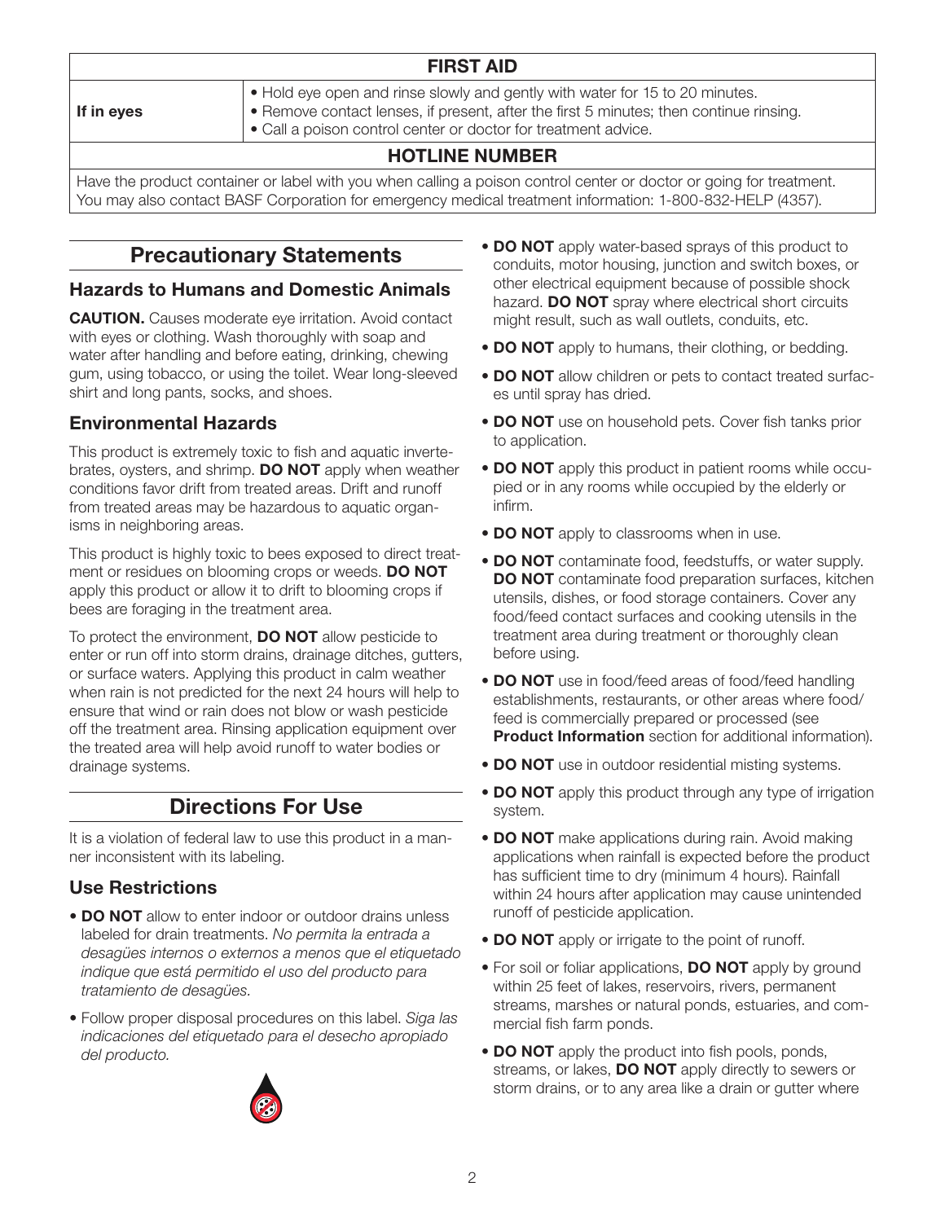| FIRST AID | |
|---|---|
| **If in eyes** | • Hold eye open and rinse slowly and gently with water for 15 to 20 minutes.<br>• Remove contact lenses, if present, after the first 5 minutes; then continue rinsing.<br>• Call a poison control center or doctor for treatment advice. |
| **HOTLINE NUMBER** | |
| Have the product container or label with you when calling a poison control center or doctor or going for treatment. You may also contact BASF Corporation for emergency medical treatment information: 1-800-832-HELP (4357). | |

## Precautionary Statements

### Hazards to Humans and Domestic Animals

**CAUTION.** Causes moderate eye irritation. Avoid contact with eyes or clothing. Wash thoroughly with soap and water after handling and before eating, drinking, chewing gum, using tobacco, or using the toilet. Wear long-sleeved shirt and long pants, socks, and shoes.

### Environmental Hazards

This product is extremely toxic to fish and aquatic invertebrates, oysters, and shrimp. **DO NOT** apply when weather conditions favor drift from treated areas. Drift and runoff from treated areas may be hazardous to aquatic organisms in neighboring areas.

This product is highly toxic to bees exposed to direct treatment or residues on blooming crops or weeds. **DO NOT** apply this product or allow it to drift to blooming crops if bees are foraging in the treatment area.

To protect the environment, **DO NOT** allow pesticide to enter or run off into storm drains, drainage ditches, gutters, or surface waters. Applying this product in calm weather when rain is not predicted for the next 24 hours will help to ensure that wind or rain does not blow or wash pesticide off the treatment area. Rinsing application equipment over the treated area will help avoid runoff to water bodies or drainage systems.

## Directions For Use

It is a violation of federal law to use this product in a manner inconsistent with its labeling.

### Use Restrictions

- **DO NOT** allow to enter indoor or outdoor drains unless labeled for drain treatments. *No permita la entrada a desagües internos o externos a menos que el etiquetado indique que está permitido el uso del producto para tratamiento de desagües.*
- Follow proper disposal procedures on this label. *Siga las indicaciones del etiquetado para el desecho apropiado del producto.*
- **DO NOT** apply water-based sprays of this product to conduits, motor housing, junction and switch boxes, or other electrical equipment because of possible shock hazard. **DO NOT** spray where electrical short circuits might result, such as wall outlets, conduits, etc.
- **DO NOT** apply to humans, their clothing, or bedding.
- **DO NOT** allow children or pets to contact treated surfaces until spray has dried.
- **DO NOT** use on household pets. Cover fish tanks prior to application.
- **DO NOT** apply this product in patient rooms while occupied or in any rooms while occupied by the elderly or infirm.
- **DO NOT** apply to classrooms when in use.
- **DO NOT** contaminate food, feedstuffs, or water supply. **DO NOT** contaminate food preparation surfaces, kitchen utensils, dishes, or food storage containers. Cover any food/feed contact surfaces and cooking utensils in the treatment area during treatment or thoroughly clean before using.
- **DO NOT** use in food/feed areas of food/feed handling establishments, restaurants, or other areas where food/feed is commercially prepared or processed (see **Product Information** section for additional information).
- **DO NOT** use in outdoor residential misting systems.
- **DO NOT** apply this product through any type of irrigation system.
- **DO NOT** make applications during rain. Avoid making applications when rainfall is expected before the product has sufficient time to dry (minimum 4 hours). Rainfall within 24 hours after application may cause unintended runoff of pesticide application.
- **DO NOT** apply or irrigate to the point of runoff.
- For soil or foliar applications, **DO NOT** apply by ground within 25 feet of lakes, reservoirs, rivers, permanent streams, marshes or natural ponds, estuaries, and commercial fish farm ponds.
- **DO NOT** apply the product into fish pools, ponds, streams, or lakes, **DO NOT** apply directly to sewers or storm drains, or to any area like a drain or gutter where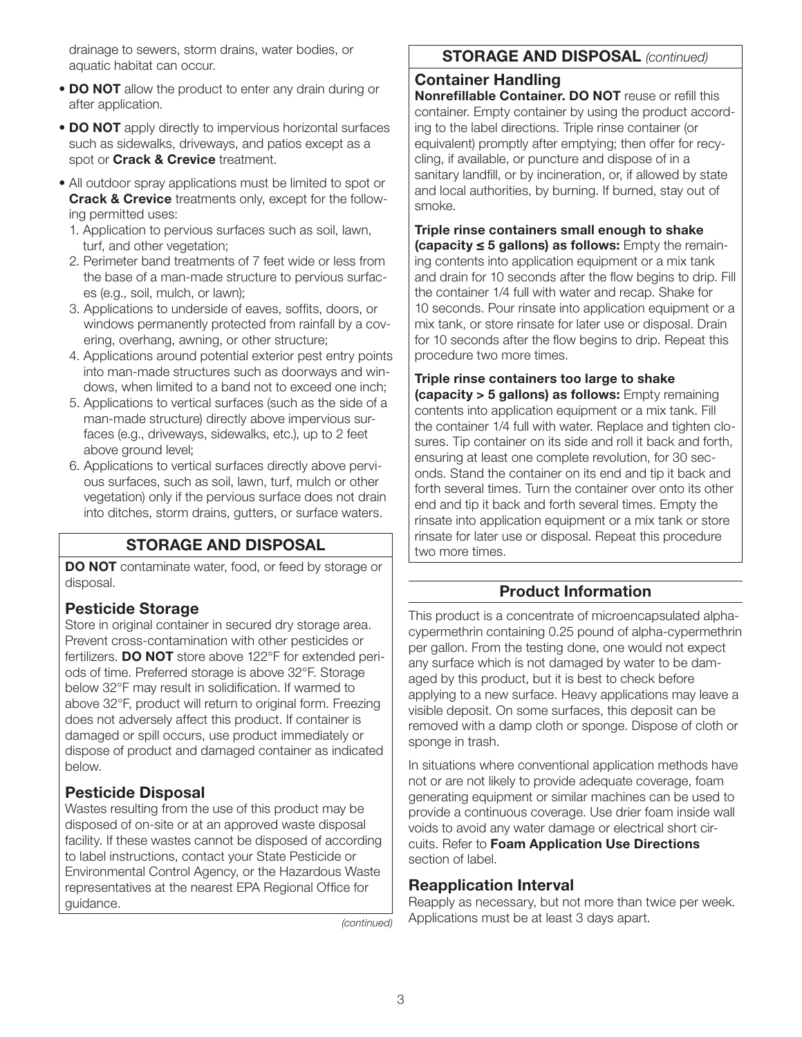drainage to sewers, storm drains, water bodies, or aquatic habitat can occur.

- **DO NOT** allow the product to enter any drain during or after application.
- **DO NOT** apply directly to impervious horizontal surfaces such as sidewalks, driveways, and patios except as a spot or **Crack & Crevice** treatment.
- All outdoor spray applications must be limited to spot or **Crack & Crevice** treatments only, except for the following permitted uses:
  1. Application to pervious surfaces such as soil, lawn, turf, and other vegetation;
  2. Perimeter band treatments of 7 feet wide or less from the base of a man-made structure to pervious surfaces (e.g., soil, mulch, or lawn);
  3. Applications to underside of eaves, soffits, doors, or windows permanently protected from rainfall by a covering, overhang, awning, or other structure;
  4. Applications around potential exterior pest entry points into man-made structures such as doorways and windows, when limited to a band not to exceed one inch;
  5. Applications to vertical surfaces (such as the side of a man-made structure) directly above impervious surfaces (e.g., driveways, sidewalks, etc.), up to 2 feet above ground level;
  6. Applications to vertical surfaces directly above pervious surfaces, such as soil, lawn, turf, mulch or other vegetation) only if the pervious surface does not drain into ditches, storm drains, gutters, or surface waters.

## STORAGE AND DISPOSAL

**DO NOT** contaminate water, food, or feed by storage or disposal.

### Pesticide Storage

Store in original container in secured dry storage area. Prevent cross-contamination with other pesticides or fertilizers. **DO NOT** store above 122°F for extended periods of time. Preferred storage is above 32°F. Storage below 32°F may result in solidification. If warmed to above 32°F, product will return to original form. Freezing does not adversely affect this product. If container is damaged or spill occurs, use product immediately or dispose of product and damaged container as indicated below.

### Pesticide Disposal

Wastes resulting from the use of this product may be disposed of on-site or at an approved waste disposal facility. If these wastes cannot be disposed of according to label instructions, contact your State Pesticide or Environmental Control Agency, or the Hazardous Waste representatives at the nearest EPA Regional Office for guidance.

*(continued)*

## STORAGE AND DISPOSAL *(continued)*

### Container Handling

**Nonrefillable Container. DO NOT** reuse or refill this container. Empty container by using the product according to the label directions. Triple rinse container (or equivalent) promptly after emptying; then offer for recycling, if available, or puncture and dispose of in a sanitary landfill, or by incineration, or, if allowed by state and local authorities, by burning. If burned, stay out of smoke.

**Triple rinse containers small enough to shake (capacity ≤ 5 gallons) as follows:** Empty the remaining contents into application equipment or a mix tank and drain for 10 seconds after the flow begins to drip. Fill the container 1/4 full with water and recap. Shake for 10 seconds. Pour rinsate into application equipment or a mix tank, or store rinsate for later use or disposal. Drain for 10 seconds after the flow begins to drip. Repeat this procedure two more times.

**Triple rinse containers too large to shake (capacity > 5 gallons) as follows:** Empty remaining contents into application equipment or a mix tank. Fill the container 1/4 full with water. Replace and tighten closures. Tip container on its side and roll it back and forth, ensuring at least one complete revolution, for 30 seconds. Stand the container on its end and tip it back and forth several times. Turn the container over onto its other end and tip it back and forth several times. Empty the rinsate into application equipment or a mix tank or store rinsate for later use or disposal. Repeat this procedure two more times.

## Product Information

This product is a concentrate of microencapsulated alpha-cypermethrin containing 0.25 pound of alpha-cypermethrin per gallon. From the testing done, one would not expect any surface which is not damaged by water to be damaged by this product, but it is best to check before applying to a new surface. Heavy applications may leave a visible deposit. On some surfaces, this deposit can be removed with a damp cloth or sponge. Dispose of cloth or sponge in trash.

In situations where conventional application methods have not or are not likely to provide adequate coverage, foam generating equipment or similar machines can be used to provide a continuous coverage. Use drier foam inside wall voids to avoid any water damage or electrical short circuits. Refer to **Foam Application Use Directions** section of label.

### Reapplication Interval

Reapply as necessary, but not more than twice per week. Applications must be at least 3 days apart.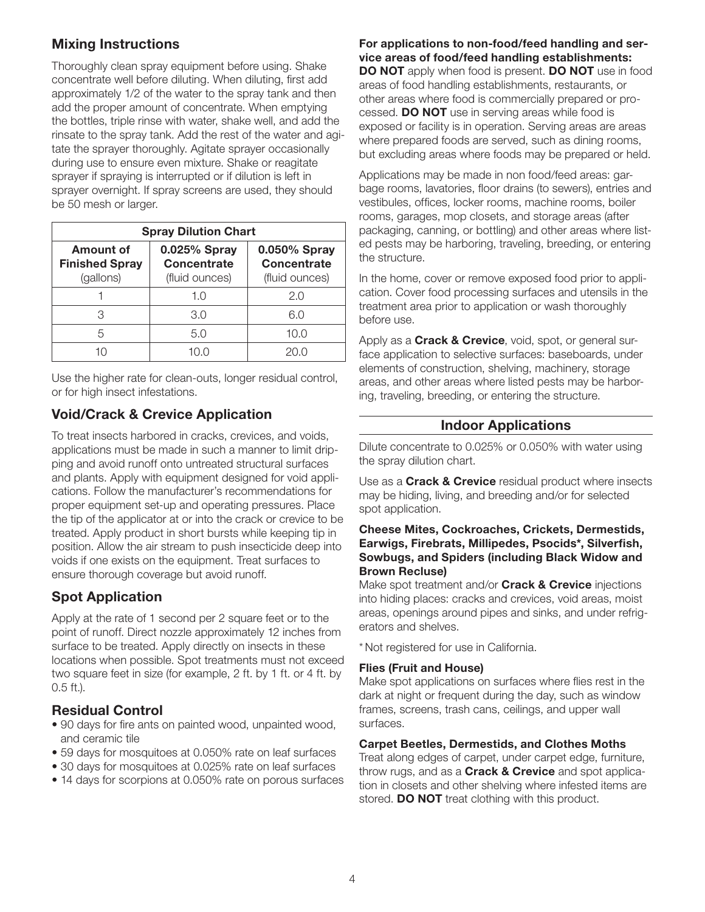## Mixing Instructions

Thoroughly clean spray equipment before using. Shake concentrate well before diluting. When diluting, first add approximately 1/2 of the water to the spray tank and then add the proper amount of concentrate. When emptying the bottles, triple rinse with water, shake well, and add the rinsate to the spray tank. Add the rest of the water and agitate the sprayer thoroughly. Agitate sprayer occasionally during use to ensure even mixture. Shake or reagitate sprayer if spraying is interrupted or if dilution is left in sprayer overnight. If spray screens are used, they should be 50 mesh or larger.

| Spray Dilution Chart | | |
|---|---|---|
| **Amount of Finished Spray** (gallons) | **0.025% Spray Concentrate** (fluid ounces) | **0.050% Spray Concentrate** (fluid ounces) |
| 1 | 1.0 | 2.0 |
| 3 | 3.0 | 6.0 |
| 5 | 5.0 | 10.0 |
| 10 | 10.0 | 20.0 |

Use the higher rate for clean-outs, longer residual control, or for high insect infestations.

## Void/Crack & Crevice Application

To treat insects harbored in cracks, crevices, and voids, applications must be made in such a manner to limit dripping and avoid runoff onto untreated structural surfaces and plants. Apply with equipment designed for void applications. Follow the manufacturer's recommendations for proper equipment set-up and operating pressures. Place the tip of the applicator at or into the crack or crevice to be treated. Apply product in short bursts while keeping tip in position. Allow the air stream to push insecticide deep into voids if one exists on the equipment. Treat surfaces to ensure thorough coverage but avoid runoff.

## Spot Application

Apply at the rate of 1 second per 2 square feet or to the point of runoff. Direct nozzle approximately 12 inches from surface to be treated. Apply directly on insects in these locations when possible. Spot treatments must not exceed two square feet in size (for example, 2 ft. by 1 ft. or 4 ft. by 0.5 ft.).

## Residual Control

- 90 days for fire ants on painted wood, unpainted wood, and ceramic tile
- 59 days for mosquitoes at 0.050% rate on leaf surfaces
- 30 days for mosquitoes at 0.025% rate on leaf surfaces
- 14 days for scorpions at 0.050% rate on porous surfaces

**For applications to non-food/feed handling and service areas of food/feed handling establishments:**
**DO NOT** apply when food is present. **DO NOT** use in food areas of food handling establishments, restaurants, or other areas where food is commercially prepared or processed. **DO NOT** use in serving areas while food is exposed or facility is in operation. Serving areas are areas where prepared foods are served, such as dining rooms, but excluding areas where foods may be prepared or held.

Applications may be made in non food/feed areas: garbage rooms, lavatories, floor drains (to sewers), entries and vestibules, offices, locker rooms, machine rooms, boiler rooms, garages, mop closets, and storage areas (after packaging, canning, or bottling) and other areas where listed pests may be harboring, traveling, breeding, or entering the structure.

In the home, cover or remove exposed food prior to application. Cover food processing surfaces and utensils in the treatment area prior to application or wash thoroughly before use.

Apply as a **Crack & Crevice**, void, spot, or general surface application to selective surfaces: baseboards, under elements of construction, shelving, machinery, storage areas, and other areas where listed pests may be harboring, traveling, breeding, or entering the structure.

## Indoor Applications

Dilute concentrate to 0.025% or 0.050% with water using the spray dilution chart.

Use as a **Crack & Crevice** residual product where insects may be hiding, living, and breeding and/or for selected spot application.

**Cheese Mites, Cockroaches, Crickets, Dermestids, Earwigs, Firebrats, Millipedes, Psocids*, Silverfish, Sowbugs, and Spiders (including Black Widow and Brown Recluse)**
Make spot treatment and/or **Crack & Crevice** injections into hiding places: cracks and crevices, void areas, moist areas, openings around pipes and sinks, and under refrigerators and shelves.

* Not registered for use in California.

**Flies (Fruit and House)**
Make spot applications on surfaces where flies rest in the dark at night or frequent during the day, such as window frames, screens, trash cans, ceilings, and upper wall surfaces.

**Carpet Beetles, Dermestids, and Clothes Moths**
Treat along edges of carpet, under carpet edge, furniture, throw rugs, and as a **Crack & Crevice** and spot application in closets and other shelving where infested items are stored. **DO NOT** treat clothing with this product.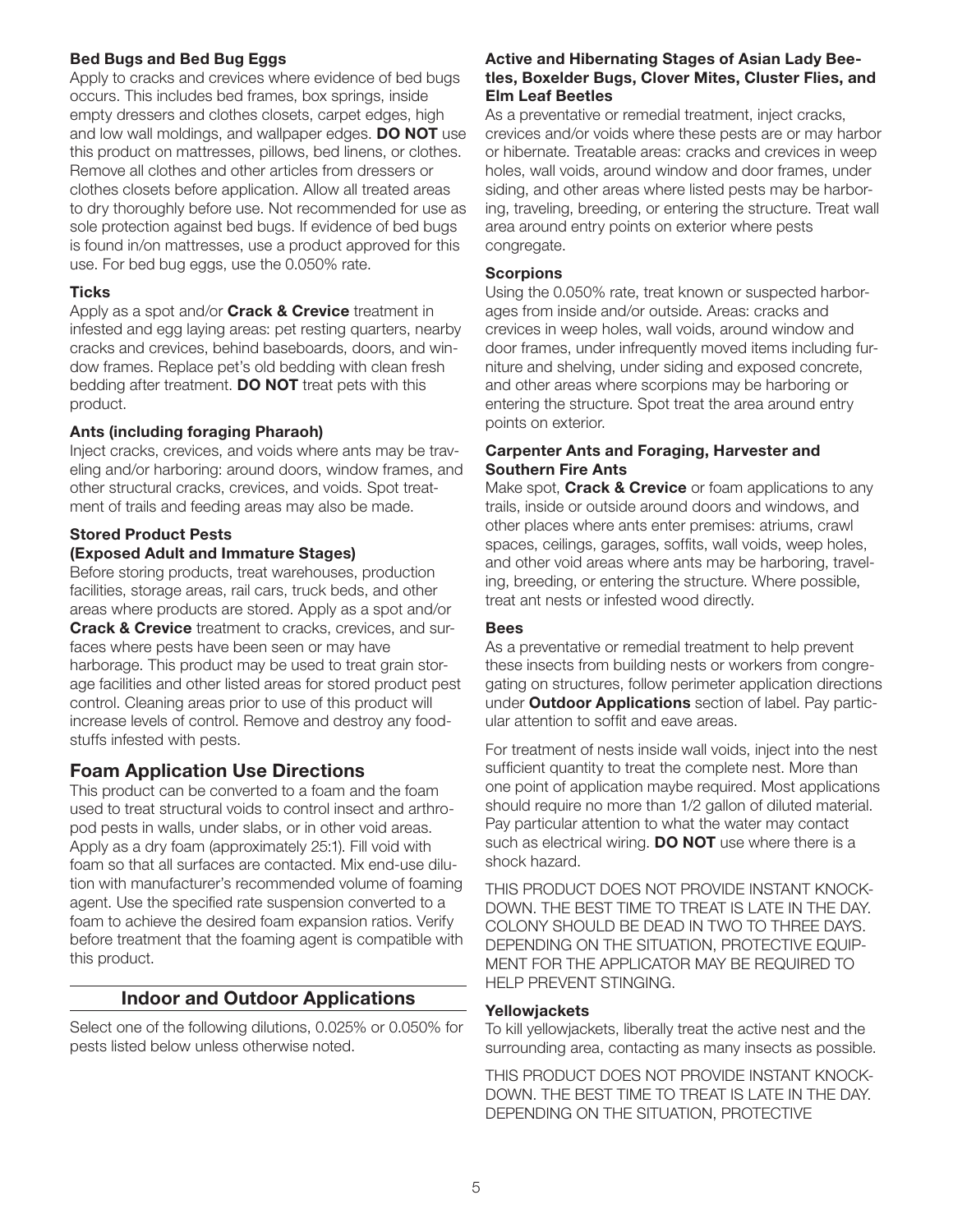### Bed Bugs and Bed Bug Eggs

Apply to cracks and crevices where evidence of bed bugs occurs. This includes bed frames, box springs, inside empty dressers and clothes closets, carpet edges, high and low wall moldings, and wallpaper edges. **DO NOT** use this product on mattresses, pillows, bed linens, or clothes. Remove all clothes and other articles from dressers or clothes closets before application. Allow all treated areas to dry thoroughly before use. Not recommended for use as sole protection against bed bugs. If evidence of bed bugs is found in/on mattresses, use a product approved for this use. For bed bug eggs, use the 0.050% rate.

### Ticks

Apply as a spot and/or **Crack & Crevice** treatment in infested and egg laying areas: pet resting quarters, nearby cracks and crevices, behind baseboards, doors, and window frames. Replace pet's old bedding with clean fresh bedding after treatment. **DO NOT** treat pets with this product.

### Ants (including foraging Pharaoh)

Inject cracks, crevices, and voids where ants may be traveling and/or harboring: around doors, window frames, and other structural cracks, crevices, and voids. Spot treatment of trails and feeding areas may also be made.

### Stored Product Pests (Exposed Adult and Immature Stages)

Before storing products, treat warehouses, production facilities, storage areas, rail cars, truck beds, and other areas where products are stored. Apply as a spot and/or **Crack & Crevice** treatment to cracks, crevices, and surfaces where pests have been seen or may have harborage. This product may be used to treat grain storage facilities and other listed areas for stored product pest control. Cleaning areas prior to use of this product will increase levels of control. Remove and destroy any foodstuffs infested with pests.

## Foam Application Use Directions

This product can be converted to a foam and the foam used to treat structural voids to control insect and arthropod pests in walls, under slabs, or in other void areas. Apply as a dry foam (approximately 25:1). Fill void with foam so that all surfaces are contacted. Mix end-use dilution with manufacturer's recommended volume of foaming agent. Use the specified rate suspension converted to a foam to achieve the desired foam expansion ratios. Verify before treatment that the foaming agent is compatible with this product.

## Indoor and Outdoor Applications

Select one of the following dilutions, 0.025% or 0.050% for pests listed below unless otherwise noted.

### Active and Hibernating Stages of Asian Lady Beetles, Boxelder Bugs, Clover Mites, Cluster Flies, and Elm Leaf Beetles

As a preventative or remedial treatment, inject cracks, crevices and/or voids where these pests are or may harbor or hibernate. Treatable areas: cracks and crevices in weep holes, wall voids, around window and door frames, under siding, and other areas where listed pests may be harboring, traveling, breeding, or entering the structure. Treat wall area around entry points on exterior where pests congregate.

### Scorpions

Using the 0.050% rate, treat known or suspected harborages from inside and/or outside. Areas: cracks and crevices in weep holes, wall voids, around window and door frames, under infrequently moved items including furniture and shelving, under siding and exposed concrete, and other areas where scorpions may be harboring or entering the structure. Spot treat the area around entry points on exterior.

### Carpenter Ants and Foraging, Harvester and Southern Fire Ants

Make spot, **Crack & Crevice** or foam applications to any trails, inside or outside around doors and windows, and other places where ants enter premises: atriums, crawl spaces, ceilings, garages, soffits, wall voids, weep holes, and other void areas where ants may be harboring, traveling, breeding, or entering the structure. Where possible, treat ant nests or infested wood directly.

### Bees

As a preventative or remedial treatment to help prevent these insects from building nests or workers from congregating on structures, follow perimeter application directions under **Outdoor Applications** section of label. Pay particular attention to soffit and eave areas.

For treatment of nests inside wall voids, inject into the nest sufficient quantity to treat the complete nest. More than one point of application maybe required. Most applications should require no more than 1/2 gallon of diluted material. Pay particular attention to what the water may contact such as electrical wiring. **DO NOT** use where there is a shock hazard.

THIS PRODUCT DOES NOT PROVIDE INSTANT KNOCK-DOWN. THE BEST TIME TO TREAT IS LATE IN THE DAY. COLONY SHOULD BE DEAD IN TWO TO THREE DAYS. DEPENDING ON THE SITUATION, PROTECTIVE EQUIPMENT FOR THE APPLICATOR MAY BE REQUIRED TO HELP PREVENT STINGING.

### Yellowjackets

To kill yellowjackets, liberally treat the active nest and the surrounding area, contacting as many insects as possible.

THIS PRODUCT DOES NOT PROVIDE INSTANT KNOCK-DOWN. THE BEST TIME TO TREAT IS LATE IN THE DAY. DEPENDING ON THE SITUATION, PROTECTIVE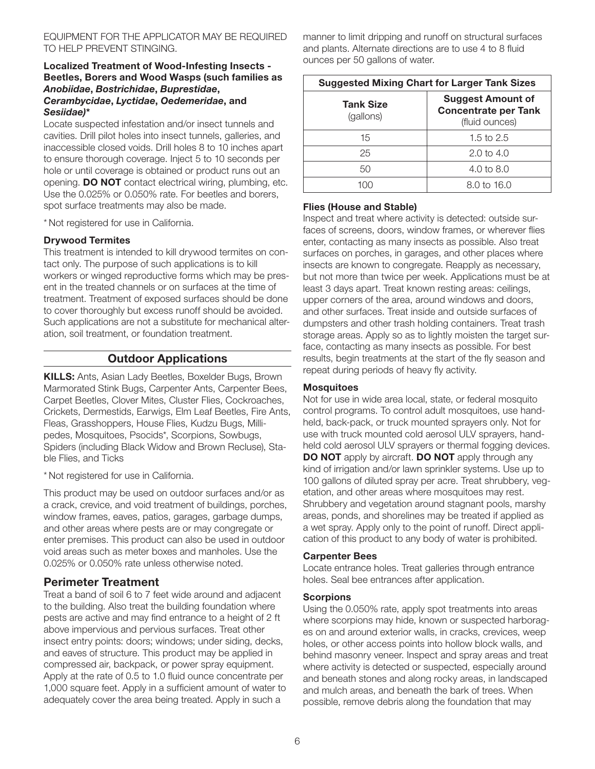EQUIPMENT FOR THE APPLICATOR MAY BE REQUIRED TO HELP PREVENT STINGING.

**Localized Treatment of Wood-Infesting Insects - Beetles, Borers and Wood Wasps (such families as *Anobiidae*, *Bostrichidae*, *Buprestidae*, *Cerambycidae*, *Lyctidae*, *Oedemeridae*, and *Sesiidae*)***

Locate suspected infestation and/or insect tunnels and cavities. Drill pilot holes into insect tunnels, galleries, and inaccessible closed voids. Drill holes 8 to 10 inches apart to ensure thorough coverage. Inject 5 to 10 seconds per hole or until coverage is obtained or product runs out an opening. **DO NOT** contact electrical wiring, plumbing, etc. Use the 0.025% or 0.050% rate. For beetles and borers, spot surface treatments may also be made.

* Not registered for use in California.

**Drywood Termites**

This treatment is intended to kill drywood termites on contact only. The purpose of such applications is to kill workers or winged reproductive forms which may be present in the treated channels or on surfaces at the time of treatment. Treatment of exposed surfaces should be done to cover thoroughly but excess runoff should be avoided. Such applications are not a substitute for mechanical alteration, soil treatment, or foundation treatment.

## Outdoor Applications

**KILLS:** Ants, Asian Lady Beetles, Boxelder Bugs, Brown Marmorated Stink Bugs, Carpenter Ants, Carpenter Bees, Carpet Beetles, Clover Mites, Cluster Flies, Cockroaches, Crickets, Dermestids, Earwigs, Elm Leaf Beetles, Fire Ants, Fleas, Grasshoppers, House Flies, Kudzu Bugs, Millipedes, Mosquitoes, Psocids*, Scorpions, Sowbugs, Spiders (including Black Widow and Brown Recluse), Stable Flies, and Ticks

* Not registered for use in California.

This product may be used on outdoor surfaces and/or as a crack, crevice, and void treatment of buildings, porches, window frames, eaves, patios, garages, garbage dumps, and other areas where pests are or may congregate or enter premises. This product can also be used in outdoor void areas such as meter boxes and manholes. Use the 0.025% or 0.050% rate unless otherwise noted.

### Perimeter Treatment

Treat a band of soil 6 to 7 feet wide around and adjacent to the building. Also treat the building foundation where pests are active and may find entrance to a height of 2 ft above impervious and pervious surfaces. Treat other insect entry points: doors; windows; under siding, decks, and eaves of structure. This product may be applied in compressed air, backpack, or power spray equipment. Apply at the rate of 0.5 to 1.0 fluid ounce concentrate per 1,000 square feet. Apply in a sufficient amount of water to adequately cover the area being treated. Apply in such a manner to limit dripping and runoff on structural surfaces and plants. Alternate directions are to use 4 to 8 fluid ounces per 50 gallons of water.

| **Suggested Mixing Chart for Larger Tank Sizes** | |
|---|---|
| **Tank Size** (gallons) | **Suggest Amount of Concentrate per Tank** (fluid ounces) |
| 15 | 1.5 to 2.5 |
| 25 | 2.0 to 4.0 |
| 50 | 4.0 to 8.0 |
| 100 | 8.0 to 16.0 |

**Flies (House and Stable)**

Inspect and treat where activity is detected: outside surfaces of screens, doors, window frames, or wherever flies enter, contacting as many insects as possible. Also treat surfaces on porches, in garages, and other places where insects are known to congregate. Reapply as necessary, but not more than twice per week. Applications must be at least 3 days apart. Treat known resting areas: ceilings, upper corners of the area, around windows and doors, and other surfaces. Treat inside and outside surfaces of dumpsters and other trash holding containers. Treat trash storage areas. Apply so as to lightly moisten the target surface, contacting as many insects as possible. For best results, begin treatments at the start of the fly season and repeat during periods of heavy fly activity.

**Mosquitoes**

Not for use in wide area local, state, or federal mosquito control programs. To control adult mosquitoes, use hand-held, back-pack, or truck mounted sprayers only. Not for use with truck mounted cold aerosol ULV sprayers, hand-held cold aerosol ULV sprayers or thermal fogging devices. **DO NOT** apply by aircraft. **DO NOT** apply through any kind of irrigation and/or lawn sprinkler systems. Use up to 100 gallons of diluted spray per acre. Treat shrubbery, vegetation, and other areas where mosquitoes may rest. Shrubbery and vegetation around stagnant pools, marshy areas, ponds, and shorelines may be treated if applied as a wet spray. Apply only to the point of runoff. Direct application of this product to any body of water is prohibited.

**Carpenter Bees**

Locate entrance holes. Treat galleries through entrance holes. Seal bee entrances after application.

**Scorpions**

Using the 0.050% rate, apply spot treatments into areas where scorpions may hide, known or suspected harborages on and around exterior walls, in cracks, crevices, weep holes, or other access points into hollow block walls, and behind masonry veneer. Inspect and spray areas and treat where activity is detected or suspected, especially around and beneath stones and along rocky areas, in landscaped and mulch areas, and beneath the bark of trees. When possible, remove debris along the foundation that may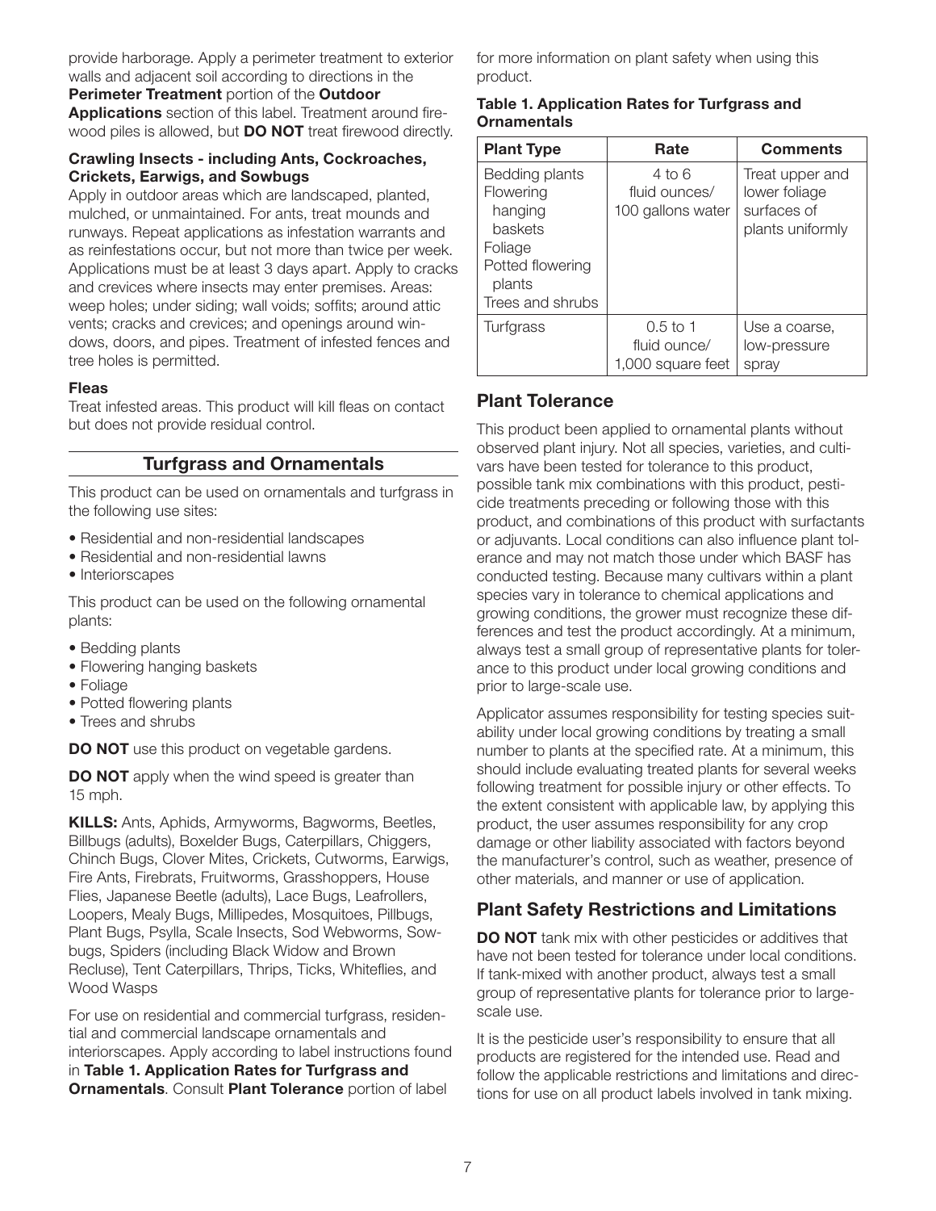provide harborage. Apply a perimeter treatment to exterior walls and adjacent soil according to directions in the **Perimeter Treatment** portion of the **Outdoor Applications** section of this label. Treatment around firewood piles is allowed, but **DO NOT** treat firewood directly.

#### Crawling Insects - including Ants, Cockroaches, Crickets, Earwigs, and Sowbugs

Apply in outdoor areas which are landscaped, planted, mulched, or unmaintained. For ants, treat mounds and runways. Repeat applications as infestation warrants and as reinfestations occur, but not more than twice per week. Applications must be at least 3 days apart. Apply to cracks and crevices where insects may enter premises. Areas: weep holes; under siding; wall voids; soffits; around attic vents; cracks and crevices; and openings around windows, doors, and pipes. Treatment of infested fences and tree holes is permitted.

#### Fleas

Treat infested areas. This product will kill fleas on contact but does not provide residual control.

### Turfgrass and Ornamentals

This product can be used on ornamentals and turfgrass in the following use sites:

- Residential and non-residential landscapes
- Residential and non-residential lawns
- Interiorscapes

This product can be used on the following ornamental plants:

- Bedding plants
- Flowering hanging baskets
- Foliage
- Potted flowering plants
- Trees and shrubs

**DO NOT** use this product on vegetable gardens.

**DO NOT** apply when the wind speed is greater than 15 mph.

**KILLS:** Ants, Aphids, Armyworms, Bagworms, Beetles, Billbugs (adults), Boxelder Bugs, Caterpillars, Chiggers, Chinch Bugs, Clover Mites, Crickets, Cutworms, Earwigs, Fire Ants, Firebrats, Fruitworms, Grasshoppers, House Flies, Japanese Beetle (adults), Lace Bugs, Leafrollers, Loopers, Mealy Bugs, Millipedes, Mosquitoes, Pillbugs, Plant Bugs, Psylla, Scale Insects, Sod Webworms, Sowbugs, Spiders (including Black Widow and Brown Recluse), Tent Caterpillars, Thrips, Ticks, Whiteflies, and Wood Wasps

For use on residential and commercial turfgrass, residential and commercial landscape ornamentals and interiorscapes. Apply according to label instructions found in **Table 1. Application Rates for Turfgrass and Ornamentals**. Consult **Plant Tolerance** portion of label for more information on plant safety when using this product.

**Table 1. Application Rates for Turfgrass and Ornamentals**

| Plant Type | Rate | Comments |
| --- | --- | --- |
| Bedding plants<br>Flowering hanging baskets<br>Foliage<br>Potted flowering plants<br>Trees and shrubs | 4 to 6 fluid ounces/ 100 gallons water | Treat upper and lower foliage surfaces of plants uniformly |
| Turfgrass | 0.5 to 1 fluid ounce/ 1,000 square feet | Use a coarse, low-pressure spray |

### Plant Tolerance

This product been applied to ornamental plants without observed plant injury. Not all species, varieties, and cultivars have been tested for tolerance to this product, possible tank mix combinations with this product, pesticide treatments preceding or following those with this product, and combinations of this product with surfactants or adjuvants. Local conditions can also influence plant tolerance and may not match those under which BASF has conducted testing. Because many cultivars within a plant species vary in tolerance to chemical applications and growing conditions, the grower must recognize these differences and test the product accordingly. At a minimum, always test a small group of representative plants for tolerance to this product under local growing conditions and prior to large-scale use.

Applicator assumes responsibility for testing species suitability under local growing conditions by treating a small number to plants at the specified rate. At a minimum, this should include evaluating treated plants for several weeks following treatment for possible injury or other effects. To the extent consistent with applicable law, by applying this product, the user assumes responsibility for any crop damage or other liability associated with factors beyond the manufacturer's control, such as weather, presence of other materials, and manner or use of application.

### Plant Safety Restrictions and Limitations

**DO NOT** tank mix with other pesticides or additives that have not been tested for tolerance under local conditions. If tank-mixed with another product, always test a small group of representative plants for tolerance prior to large-scale use.

It is the pesticide user's responsibility to ensure that all products are registered for the intended use. Read and follow the applicable restrictions and limitations and directions for use on all product labels involved in tank mixing.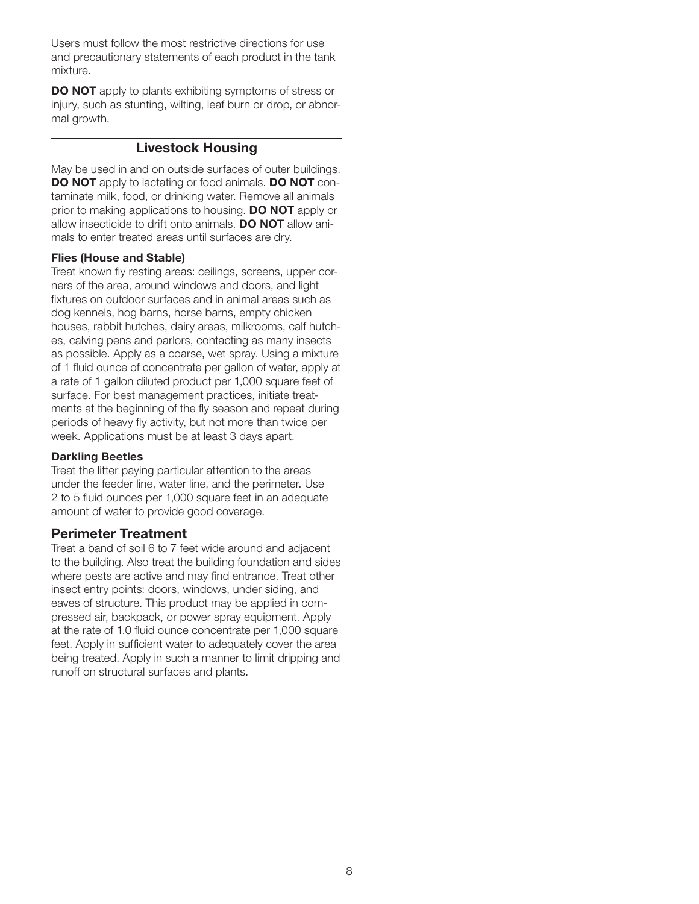Users must follow the most restrictive directions for use and precautionary statements of each product in the tank mixture.

**DO NOT** apply to plants exhibiting symptoms of stress or injury, such as stunting, wilting, leaf burn or drop, or abnormal growth.

## Livestock Housing

May be used in and on outside surfaces of outer buildings. **DO NOT** apply to lactating or food animals. **DO NOT** contaminate milk, food, or drinking water. Remove all animals prior to making applications to housing. **DO NOT** apply or allow insecticide to drift onto animals. **DO NOT** allow animals to enter treated areas until surfaces are dry.

**Flies (House and Stable)**
Treat known fly resting areas: ceilings, screens, upper corners of the area, around windows and doors, and light fixtures on outdoor surfaces and in animal areas such as dog kennels, hog barns, horse barns, empty chicken houses, rabbit hutches, dairy areas, milkrooms, calf hutches, calving pens and parlors, contacting as many insects as possible. Apply as a coarse, wet spray. Using a mixture of 1 fluid ounce of concentrate per gallon of water, apply at a rate of 1 gallon diluted product per 1,000 square feet of surface. For best management practices, initiate treatments at the beginning of the fly season and repeat during periods of heavy fly activity, but not more than twice per week. Applications must be at least 3 days apart.

**Darkling Beetles**
Treat the litter paying particular attention to the areas under the feeder line, water line, and the perimeter. Use 2 to 5 fluid ounces per 1,000 square feet in an adequate amount of water to provide good coverage.

### Perimeter Treatment

Treat a band of soil 6 to 7 feet wide around and adjacent to the building. Also treat the building foundation and sides where pests are active and may find entrance. Treat other insect entry points: doors, windows, under siding, and eaves of structure. This product may be applied in compressed air, backpack, or power spray equipment. Apply at the rate of 1.0 fluid ounce concentrate per 1,000 square feet. Apply in sufficient water to adequately cover the area being treated. Apply in such a manner to limit dripping and runoff on structural surfaces and plants.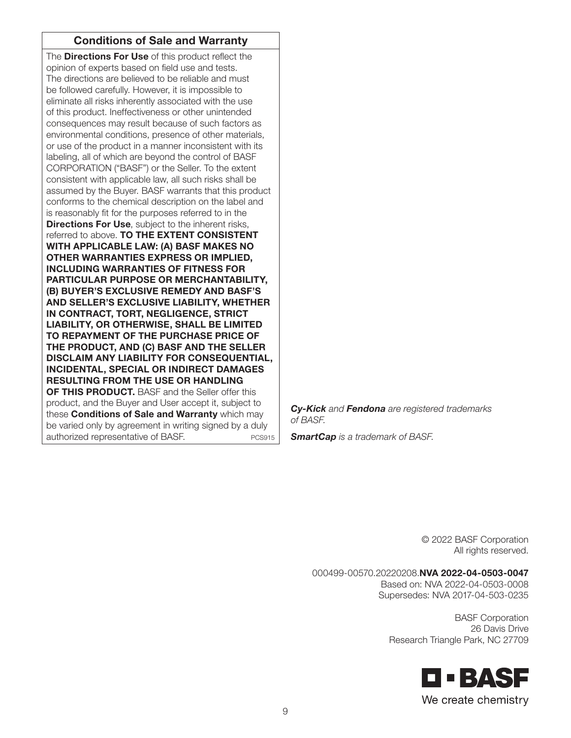## Conditions of Sale and Warranty

The **Directions For Use** of this product reflect the opinion of experts based on field use and tests. The directions are believed to be reliable and must be followed carefully. However, it is impossible to eliminate all risks inherently associated with the use of this product. Ineffectiveness or other unintended consequences may result because of such factors as environmental conditions, presence of other materials, or use of the product in a manner inconsistent with its labeling, all of which are beyond the control of BASF CORPORATION ("BASF") or the Seller. To the extent consistent with applicable law, all such risks shall be assumed by the Buyer. BASF warrants that this product conforms to the chemical description on the label and is reasonably fit for the purposes referred to in the **Directions For Use**, subject to the inherent risks, referred to above. **TO THE EXTENT CONSISTENT WITH APPLICABLE LAW: (A) BASF MAKES NO OTHER WARRANTIES EXPRESS OR IMPLIED, INCLUDING WARRANTIES OF FITNESS FOR PARTICULAR PURPOSE OR MERCHANTABILITY, (B) BUYER'S EXCLUSIVE REMEDY AND BASF'S AND SELLER'S EXCLUSIVE LIABILITY, WHETHER IN CONTRACT, TORT, NEGLIGENCE, STRICT LIABILITY, OR OTHERWISE, SHALL BE LIMITED TO REPAYMENT OF THE PURCHASE PRICE OF THE PRODUCT, AND (C) BASF AND THE SELLER DISCLAIM ANY LIABILITY FOR CONSEQUENTIAL, INCIDENTAL, SPECIAL OR INDIRECT DAMAGES RESULTING FROM THE USE OR HANDLING OF THIS PRODUCT.** BASF and the Seller offer this product, and the Buyer and User accept it, subject to these **Conditions of Sale and Warranty** which may be varied only by agreement in writing signed by a duly authorized representative of BASF. PCS915

***Cy-Kick*** *and* ***Fendona*** *are registered trademarks of BASF.*

***SmartCap*** *is a trademark of BASF.*

© 2022 BASF Corporation
All rights reserved.

000499-00570.20220208.**NVA 2022-04-0503-0047**
Based on: NVA 2022-04-0503-0008
Supersedes: NVA 2017-04-503-0235

BASF Corporation
26 Davis Drive
Research Triangle Park, NC 27709

BASF
We create chemistry